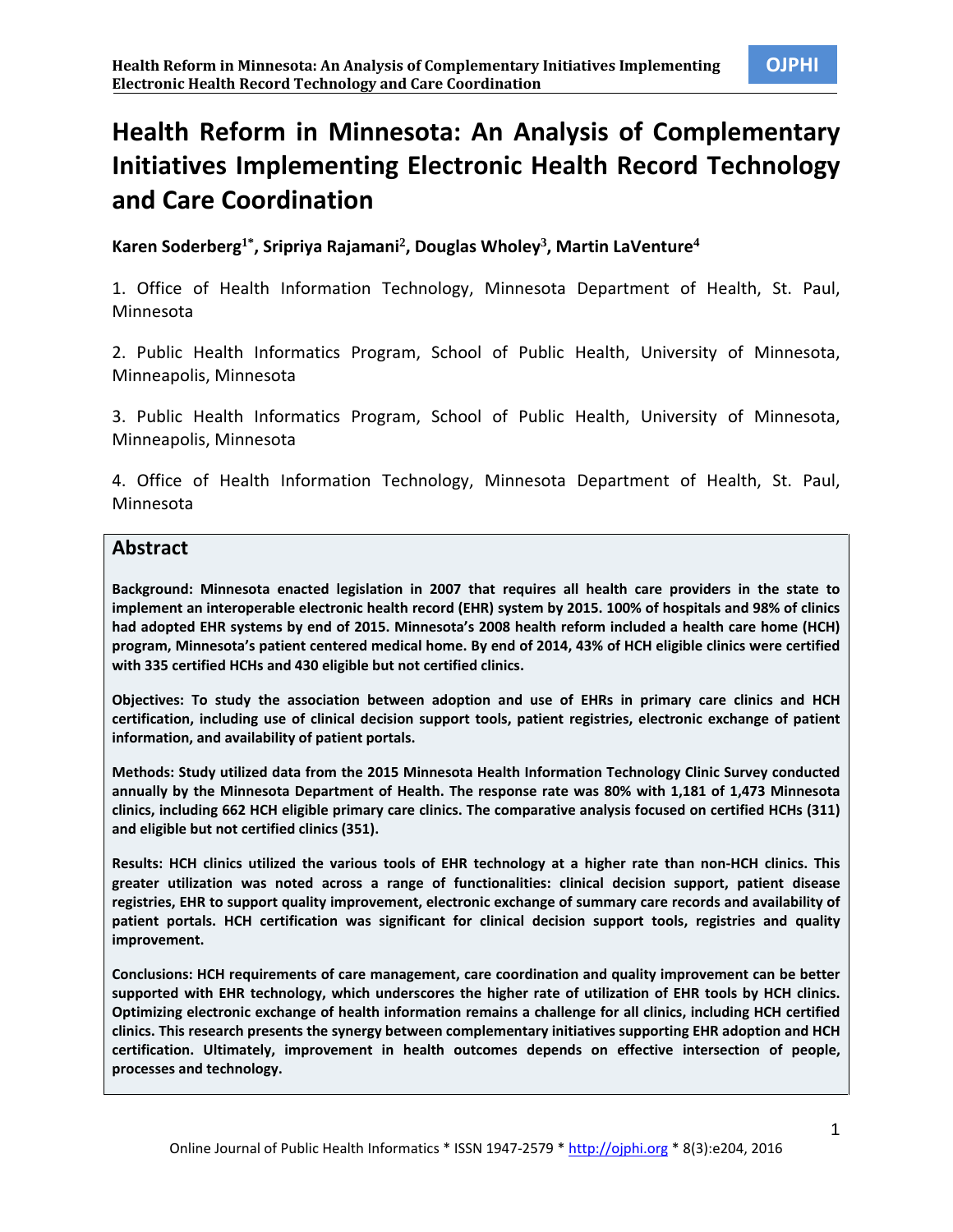# Health Reform in Minnesota: An Analysis of Complementary Initiatives Implementing Electronic Health Record Technology and Care Coordination

**Karen Soderberg[1*], Sripriya Rajamani[2], Douglas Wholey[3], Martin LaVenture[4]**

1. Office of Health Information Technology, Minnesota Department of Health, St. Paul, Minnesota

2. Public Health Informatics Program, School of Public Health, University of Minnesota, Minneapolis, Minnesota

3. Public Health Informatics Program, School of Public Health, University of Minnesota, Minneapolis, Minnesota

4. Office of Health Information Technology, Minnesota Department of Health, St. Paul, Minnesota

## Abstract

**Background: Minnesota enacted legislation in 2007 that requires all health care providers in the state to implement an interoperable electronic health record (EHR) system by 2015. 100% of hospitals and 98% of clinics had adopted EHR systems by end of 2015. Minnesota's 2008 health reform included a health care home (HCH) program, Minnesota's patient centered medical home. By end of 2014, 43% of HCH eligible clinics were certified with 335 certified HCHs and 430 eligible but not certified clinics.**

**Objectives: To study the association between adoption and use of EHRs in primary care clinics and HCH certification, including use of clinical decision support tools, patient registries, electronic exchange of patient information, and availability of patient portals.**

**Methods: Study utilized data from the 2015 Minnesota Health Information Technology Clinic Survey conducted annually by the Minnesota Department of Health. The response rate was 80% with 1,181 of 1,473 Minnesota clinics, including 662 HCH eligible primary care clinics. The comparative analysis focused on certified HCHs (311) and eligible but not certified clinics (351).**

**Results: HCH clinics utilized the various tools of EHR technology at a higher rate than non-HCH clinics. This greater utilization was noted across a range of functionalities: clinical decision support, patient disease registries, EHR to support quality improvement, electronic exchange of summary care records and availability of patient portals. HCH certification was significant for clinical decision support tools, registries and quality improvement.**

**Conclusions: HCH requirements of care management, care coordination and quality improvement can be better supported with EHR technology, which underscores the higher rate of utilization of EHR tools by HCH clinics. Optimizing electronic exchange of health information remains a challenge for all clinics, including HCH certified clinics. This research presents the synergy between complementary initiatives supporting EHR adoption and HCH certification. Ultimately, improvement in health outcomes depends on effective intersection of people, processes and technology.**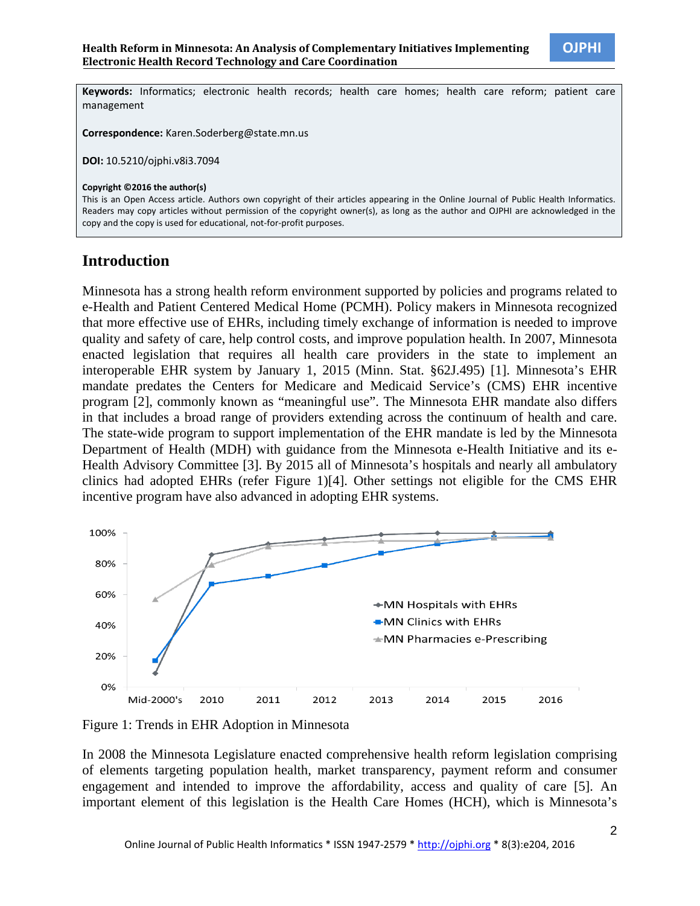**Keywords:** Informatics; electronic health records; health care homes; health care reform; patient care management

**Correspondence:** Karen.Soderberg@state.mn.us

**DOI:** 10.5210/ojphi.v8i3.7094

**Copyright ©2016 the author(s)**
This is an Open Access article. Authors own copyright of their articles appearing in the Online Journal of Public Health Informatics. Readers may copy articles without permission of the copyright owner(s), as long as the author and OJPHI are acknowledged in the copy and the copy is used for educational, not-for-profit purposes.

## Introduction

Minnesota has a strong health reform environment supported by policies and programs related to e-Health and Patient Centered Medical Home (PCMH). Policy makers in Minnesota recognized that more effective use of EHRs, including timely exchange of information is needed to improve quality and safety of care, help control costs, and improve population health. In 2007, Minnesota enacted legislation that requires all health care providers in the state to implement an interoperable EHR system by January 1, 2015 (Minn. Stat. §62J.495) [1]. Minnesota's EHR mandate predates the Centers for Medicare and Medicaid Service's (CMS) EHR incentive program [2], commonly known as "meaningful use". The Minnesota EHR mandate also differs in that includes a broad range of providers extending across the continuum of health and care. The state-wide program to support implementation of the EHR mandate is led by the Minnesota Department of Health (MDH) with guidance from the Minnesota e-Health Initiative and its e-Health Advisory Committee [3]. By 2015 all of Minnesota's hospitals and nearly all ambulatory clinics had adopted EHRs (refer Figure 1)[4]. Other settings not eligible for the CMS EHR incentive program have also advanced in adopting EHR systems.

Figure 1: Trends in EHR Adoption in Minnesota

In 2008 the Minnesota Legislature enacted comprehensive health reform legislation comprising of elements targeting population health, market transparency, payment reform and consumer engagement and intended to improve the affordability, access and quality of care [5]. An important element of this legislation is the Health Care Homes (HCH), which is Minnesota's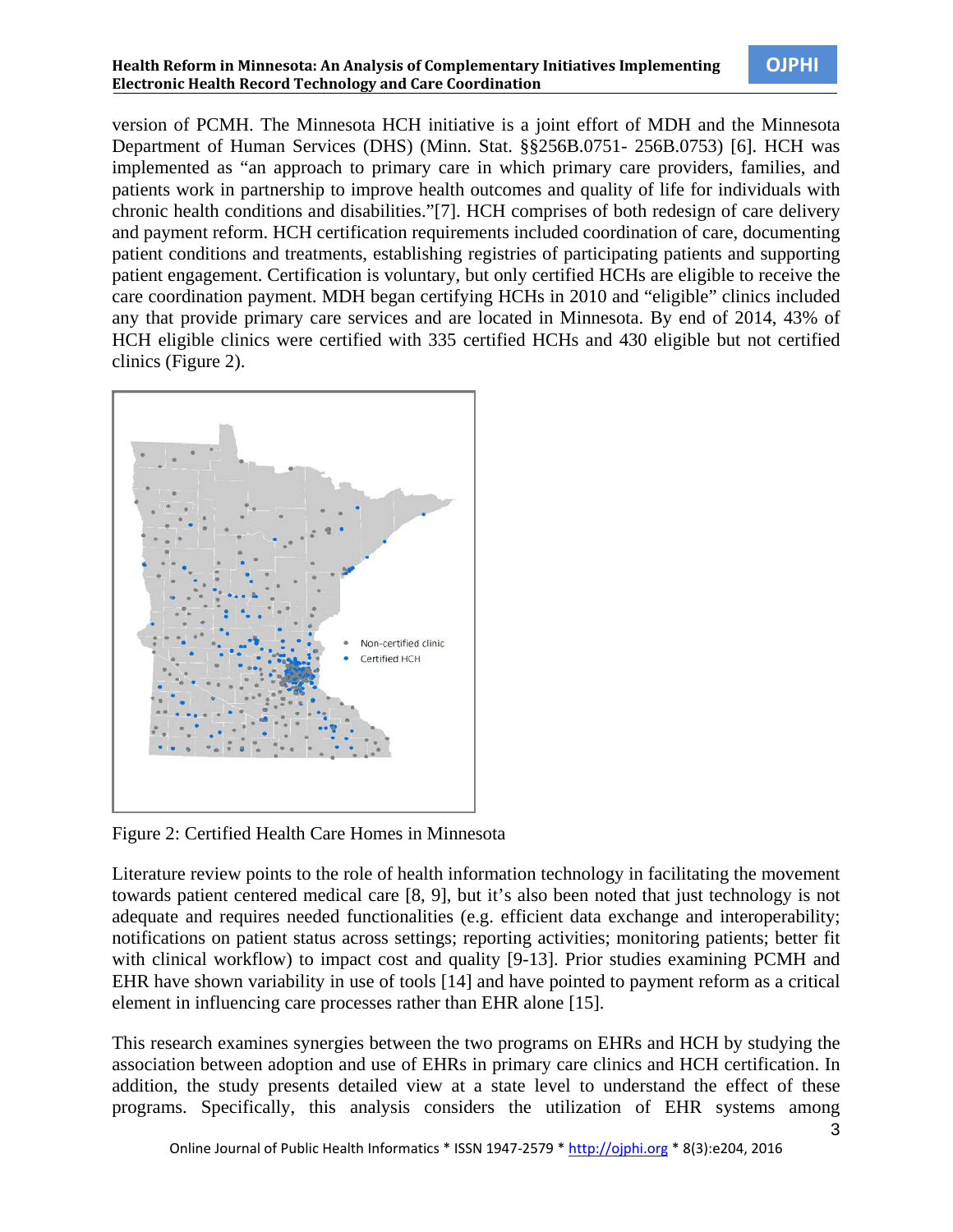version of PCMH. The Minnesota HCH initiative is a joint effort of MDH and the Minnesota Department of Human Services (DHS) (Minn. Stat. §§256B.0751- 256B.0753) [6]. HCH was implemented as "an approach to primary care in which primary care providers, families, and patients work in partnership to improve health outcomes and quality of life for individuals with chronic health conditions and disabilities."[7]. HCH comprises of both redesign of care delivery and payment reform. HCH certification requirements included coordination of care, documenting patient conditions and treatments, establishing registries of participating patients and supporting patient engagement. Certification is voluntary, but only certified HCHs are eligible to receive the care coordination payment. MDH began certifying HCHs in 2010 and "eligible" clinics included any that provide primary care services and are located in Minnesota. By end of 2014, 43% of HCH eligible clinics were certified with 335 certified HCHs and 430 eligible but not certified clinics (Figure 2).

Figure 2: Certified Health Care Homes in Minnesota

Literature review points to the role of health information technology in facilitating the movement towards patient centered medical care [8, 9], but it's also been noted that just technology is not adequate and requires needed functionalities (e.g. efficient data exchange and interoperability; notifications on patient status across settings; reporting activities; monitoring patients; better fit with clinical workflow) to impact cost and quality [9-13]. Prior studies examining PCMH and EHR have shown variability in use of tools [14] and have pointed to payment reform as a critical element in influencing care processes rather than EHR alone [15].

This research examines synergies between the two programs on EHRs and HCH by studying the association between adoption and use of EHRs in primary care clinics and HCH certification. In addition, the study presents detailed view at a state level to understand the effect of these programs. Specifically, this analysis considers the utilization of EHR systems among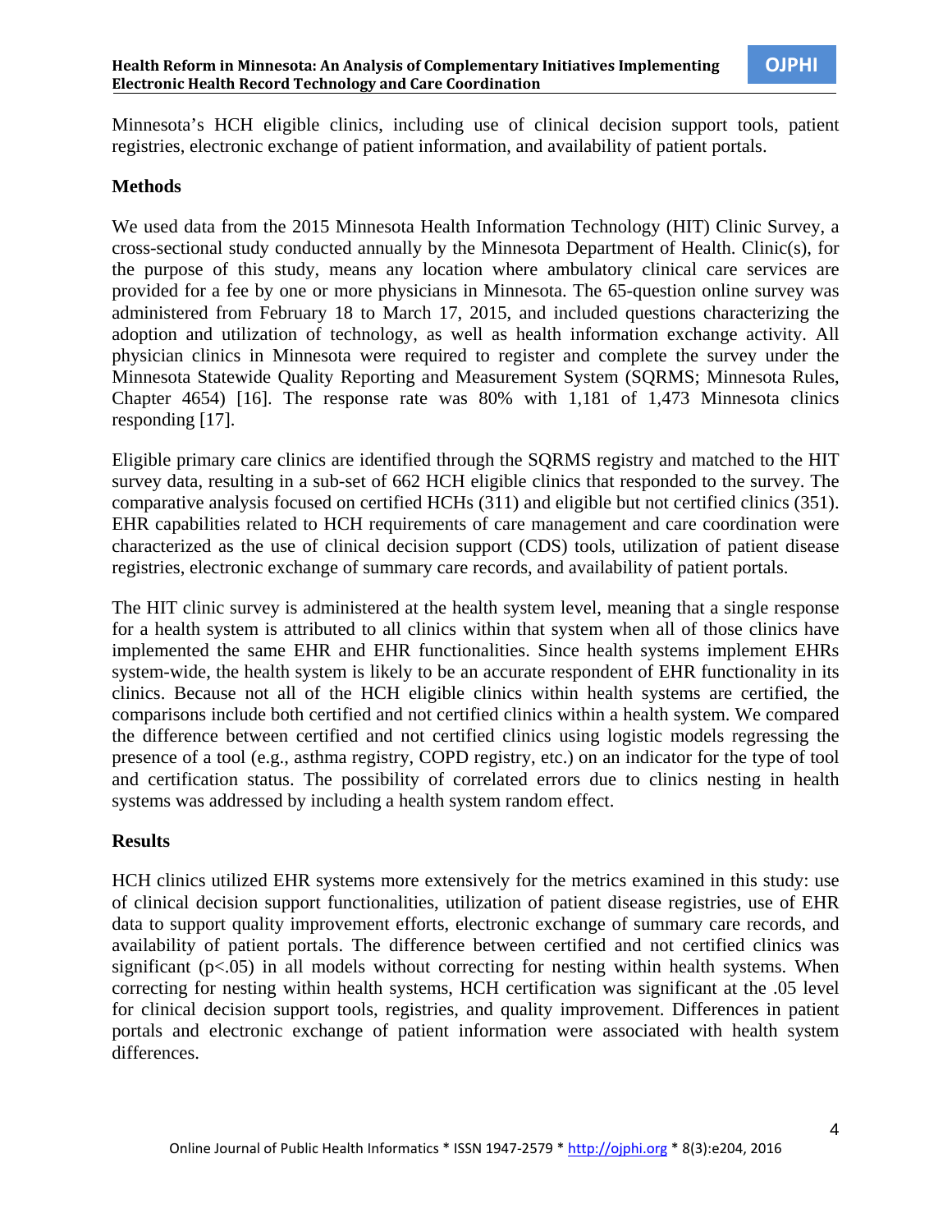Minnesota's HCH eligible clinics, including use of clinical decision support tools, patient registries, electronic exchange of patient information, and availability of patient portals.

## Methods

We used data from the 2015 Minnesota Health Information Technology (HIT) Clinic Survey, a cross-sectional study conducted annually by the Minnesota Department of Health. Clinic(s), for the purpose of this study, means any location where ambulatory clinical care services are provided for a fee by one or more physicians in Minnesota. The 65-question online survey was administered from February 18 to March 17, 2015, and included questions characterizing the adoption and utilization of technology, as well as health information exchange activity. All physician clinics in Minnesota were required to register and complete the survey under the Minnesota Statewide Quality Reporting and Measurement System (SQRMS; Minnesota Rules, Chapter 4654) [16]. The response rate was 80% with 1,181 of 1,473 Minnesota clinics responding [17].

Eligible primary care clinics are identified through the SQRMS registry and matched to the HIT survey data, resulting in a sub-set of 662 HCH eligible clinics that responded to the survey. The comparative analysis focused on certified HCHs (311) and eligible but not certified clinics (351). EHR capabilities related to HCH requirements of care management and care coordination were characterized as the use of clinical decision support (CDS) tools, utilization of patient disease registries, electronic exchange of summary care records, and availability of patient portals.

The HIT clinic survey is administered at the health system level, meaning that a single response for a health system is attributed to all clinics within that system when all of those clinics have implemented the same EHR and EHR functionalities. Since health systems implement EHRs system-wide, the health system is likely to be an accurate respondent of EHR functionality in its clinics. Because not all of the HCH eligible clinics within health systems are certified, the comparisons include both certified and not certified clinics within a health system. We compared the difference between certified and not certified clinics using logistic models regressing the presence of a tool (e.g., asthma registry, COPD registry, etc.) on an indicator for the type of tool and certification status. The possibility of correlated errors due to clinics nesting in health systems was addressed by including a health system random effect.

## Results

HCH clinics utilized EHR systems more extensively for the metrics examined in this study: use of clinical decision support functionalities, utilization of patient disease registries, use of EHR data to support quality improvement efforts, electronic exchange of summary care records, and availability of patient portals. The difference between certified and not certified clinics was significant ($p<.05$) in all models without correcting for nesting within health systems. When correcting for nesting within health systems, HCH certification was significant at the .05 level for clinical decision support tools, registries, and quality improvement. Differences in patient portals and electronic exchange of patient information were associated with health system differences.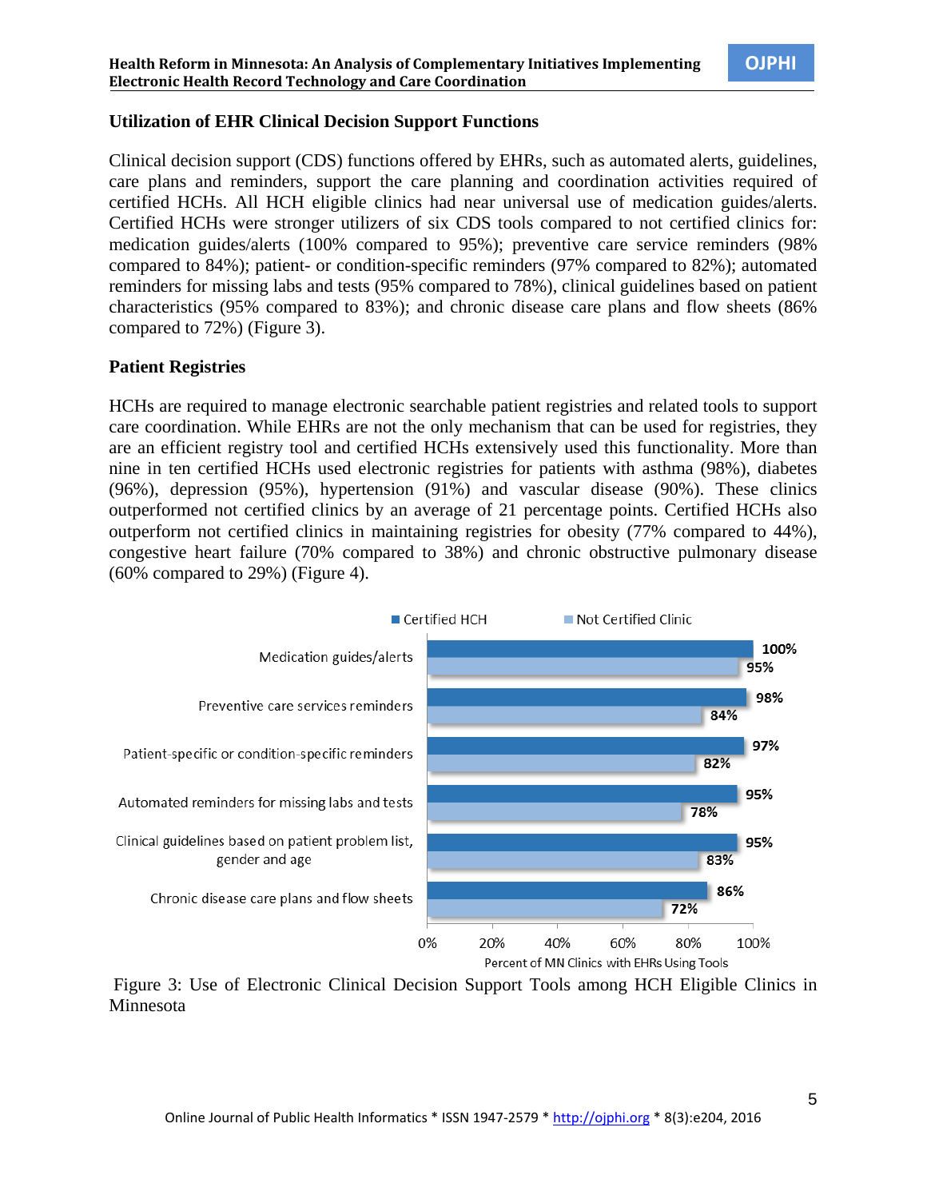### Utilization of EHR Clinical Decision Support Functions

Clinical decision support (CDS) functions offered by EHRs, such as automated alerts, guidelines, care plans and reminders, support the care planning and coordination activities required of certified HCHs. All HCH eligible clinics had near universal use of medication guides/alerts. Certified HCHs were stronger utilizers of six CDS tools compared to not certified clinics for: medication guides/alerts (100% compared to 95%); preventive care service reminders (98% compared to 84%); patient- or condition-specific reminders (97% compared to 82%); automated reminders for missing labs and tests (95% compared to 78%), clinical guidelines based on patient characteristics (95% compared to 83%); and chronic disease care plans and flow sheets (86% compared to 72%) (Figure 3).

### Patient Registries

HCHs are required to manage electronic searchable patient registries and related tools to support care coordination. While EHRs are not the only mechanism that can be used for registries, they are an efficient registry tool and certified HCHs extensively used this functionality. More than nine in ten certified HCHs used electronic registries for patients with asthma (98%), diabetes (96%), depression (95%), hypertension (91%) and vascular disease (90%). These clinics outperformed not certified clinics by an average of 21 percentage points. Certified HCHs also outperform not certified clinics in maintaining registries for obesity (77% compared to 44%), congestive heart failure (70% compared to 38%) and chronic obstructive pulmonary disease (60% compared to 29%) (Figure 4).

| Tool | Certified HCH | Not Certified Clinic |
|---|---|---|
| Medication guides/alerts | 100% | 95% |
| Preventive care services reminders | 98% | 84% |
| Patient-specific or condition-specific reminders | 97% | 82% |
| Automated reminders for missing labs and tests | 95% | 78% |
| Clinical guidelines based on patient problem list, gender and age | 95% | 83% |
| Chronic disease care plans and flow sheets | 86% | 72% |

Percent of MN Clinics with EHRs Using Tools

Figure 3: Use of Electronic Clinical Decision Support Tools among HCH Eligible Clinics in Minnesota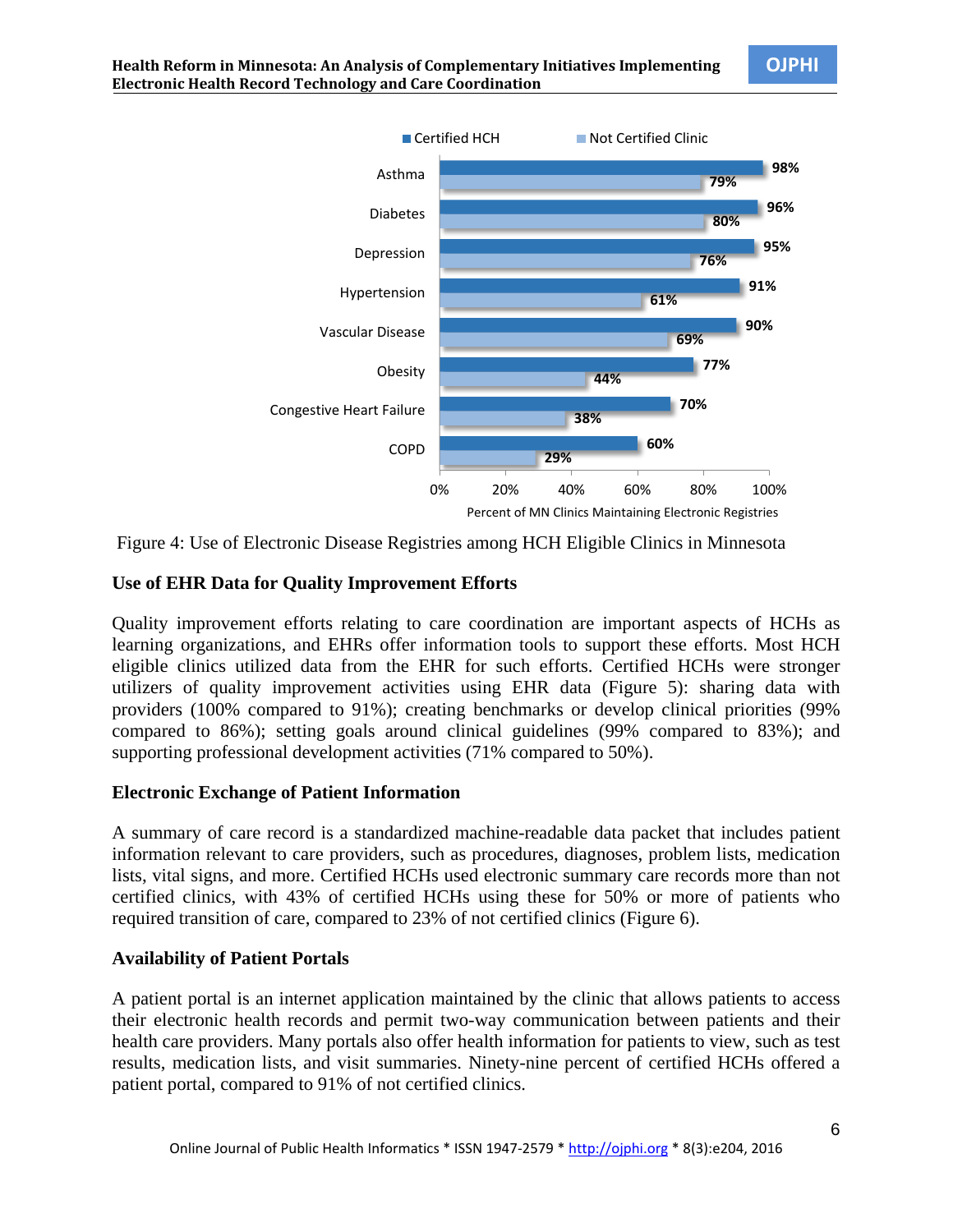| | Certified HCH | Not Certified Clinic |
|---|---|---|
| Asthma | 98% | 79% |
| Diabetes | 96% | 80% |
| Depression | 95% | 76% |
| Hypertension | 91% | 61% |
| Vascular Disease | 90% | 69% |
| Obesity | 77% | 44% |
| Congestive Heart Failure | 70% | 38% |
| COPD | 60% | 29% |

Percent of MN Clinics Maintaining Electronic Registries

Figure 4: Use of Electronic Disease Registries among HCH Eligible Clinics in Minnesota

### Use of EHR Data for Quality Improvement Efforts

Quality improvement efforts relating to care coordination are important aspects of HCHs as learning organizations, and EHRs offer information tools to support these efforts. Most HCH eligible clinics utilized data from the EHR for such efforts. Certified HCHs were stronger utilizers of quality improvement activities using EHR data (Figure 5): sharing data with providers (100% compared to 91%); creating benchmarks or develop clinical priorities (99% compared to 86%); setting goals around clinical guidelines (99% compared to 83%); and supporting professional development activities (71% compared to 50%).

### Electronic Exchange of Patient Information

A summary of care record is a standardized machine-readable data packet that includes patient information relevant to care providers, such as procedures, diagnoses, problem lists, medication lists, vital signs, and more. Certified HCHs used electronic summary care records more than not certified clinics, with 43% of certified HCHs using these for 50% or more of patients who required transition of care, compared to 23% of not certified clinics (Figure 6).

### Availability of Patient Portals

A patient portal is an internet application maintained by the clinic that allows patients to access their electronic health records and permit two-way communication between patients and their health care providers. Many portals also offer health information for patients to view, such as test results, medication lists, and visit summaries. Ninety-nine percent of certified HCHs offered a patient portal, compared to 91% of not certified clinics.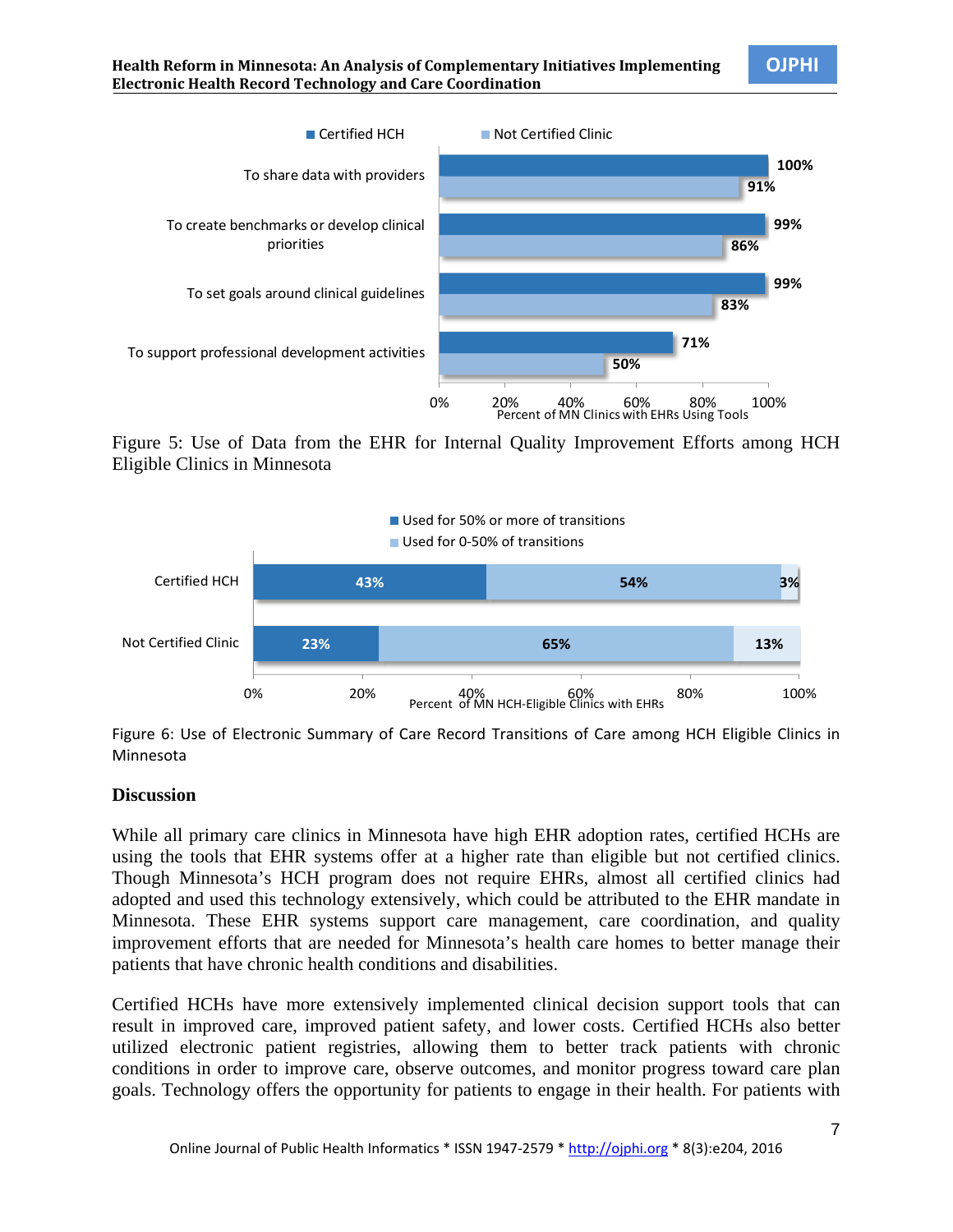Figure 5: Use of Data from the EHR for Internal Quality Improvement Efforts among HCH Eligible Clinics in Minnesota

Figure 6: Use of Electronic Summary of Care Record Transitions of Care among HCH Eligible Clinics in Minnesota

## Discussion

While all primary care clinics in Minnesota have high EHR adoption rates, certified HCHs are using the tools that EHR systems offer at a higher rate than eligible but not certified clinics. Though Minnesota's HCH program does not require EHRs, almost all certified clinics had adopted and used this technology extensively, which could be attributed to the EHR mandate in Minnesota. These EHR systems support care management, care coordination, and quality improvement efforts that are needed for Minnesota's health care homes to better manage their patients that have chronic health conditions and disabilities.

Certified HCHs have more extensively implemented clinical decision support tools that can result in improved care, improved patient safety, and lower costs. Certified HCHs also better utilized electronic patient registries, allowing them to better track patients with chronic conditions in order to improve care, observe outcomes, and monitor progress toward care plan goals. Technology offers the opportunity for patients to engage in their health. For patients with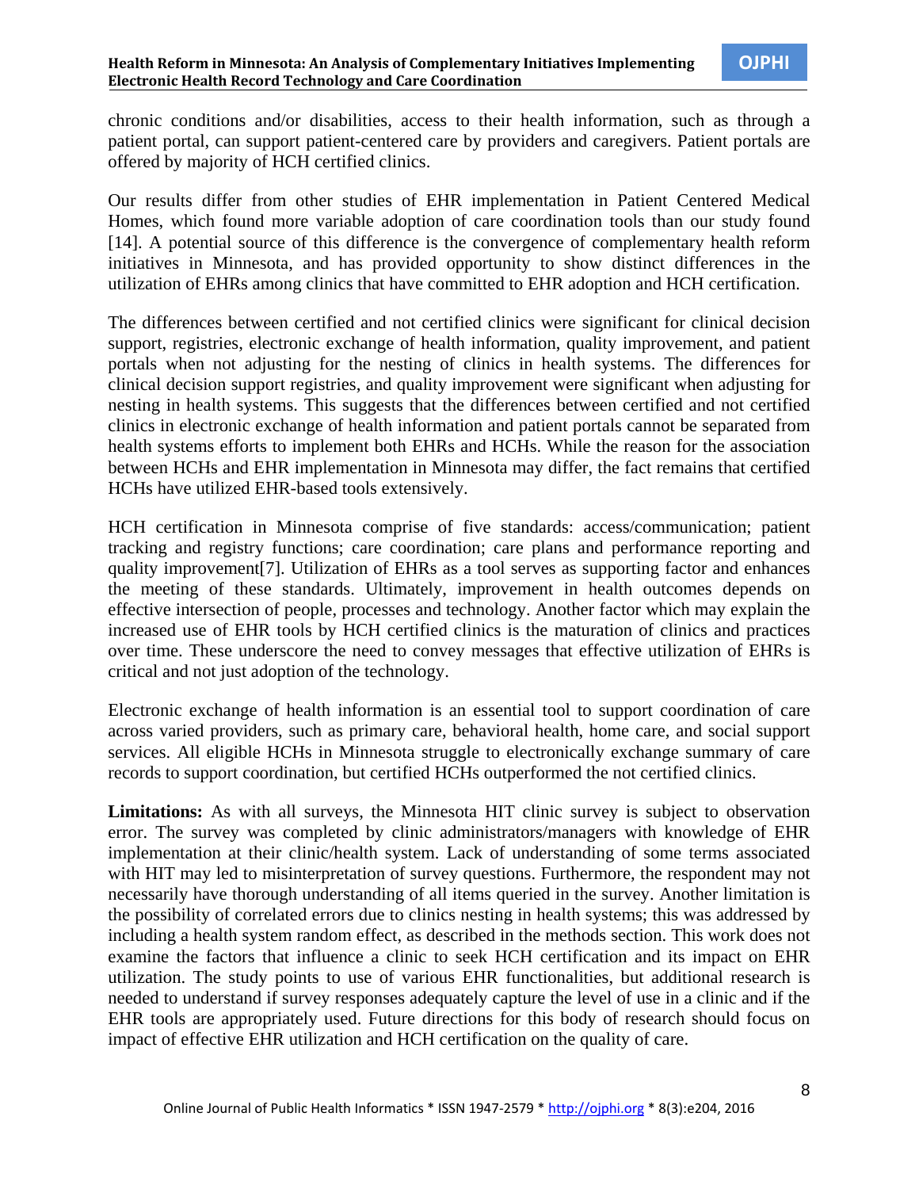chronic conditions and/or disabilities, access to their health information, such as through a patient portal, can support patient-centered care by providers and caregivers. Patient portals are offered by majority of HCH certified clinics.

Our results differ from other studies of EHR implementation in Patient Centered Medical Homes, which found more variable adoption of care coordination tools than our study found [14]. A potential source of this difference is the convergence of complementary health reform initiatives in Minnesota, and has provided opportunity to show distinct differences in the utilization of EHRs among clinics that have committed to EHR adoption and HCH certification.

The differences between certified and not certified clinics were significant for clinical decision support, registries, electronic exchange of health information, quality improvement, and patient portals when not adjusting for the nesting of clinics in health systems. The differences for clinical decision support registries, and quality improvement were significant when adjusting for nesting in health systems. This suggests that the differences between certified and not certified clinics in electronic exchange of health information and patient portals cannot be separated from health systems efforts to implement both EHRs and HCHs. While the reason for the association between HCHs and EHR implementation in Minnesota may differ, the fact remains that certified HCHs have utilized EHR-based tools extensively.

HCH certification in Minnesota comprise of five standards: access/communication; patient tracking and registry functions; care coordination; care plans and performance reporting and quality improvement[7]. Utilization of EHRs as a tool serves as supporting factor and enhances the meeting of these standards. Ultimately, improvement in health outcomes depends on effective intersection of people, processes and technology. Another factor which may explain the increased use of EHR tools by HCH certified clinics is the maturation of clinics and practices over time. These underscore the need to convey messages that effective utilization of EHRs is critical and not just adoption of the technology.

Electronic exchange of health information is an essential tool to support coordination of care across varied providers, such as primary care, behavioral health, home care, and social support services. All eligible HCHs in Minnesota struggle to electronically exchange summary of care records to support coordination, but certified HCHs outperformed the not certified clinics.

**Limitations:** As with all surveys, the Minnesota HIT clinic survey is subject to observation error. The survey was completed by clinic administrators/managers with knowledge of EHR implementation at their clinic/health system. Lack of understanding of some terms associated with HIT may led to misinterpretation of survey questions. Furthermore, the respondent may not necessarily have thorough understanding of all items queried in the survey. Another limitation is the possibility of correlated errors due to clinics nesting in health systems; this was addressed by including a health system random effect, as described in the methods section. This work does not examine the factors that influence a clinic to seek HCH certification and its impact on EHR utilization. The study points to use of various EHR functionalities, but additional research is needed to understand if survey responses adequately capture the level of use in a clinic and if the EHR tools are appropriately used. Future directions for this body of research should focus on impact of effective EHR utilization and HCH certification on the quality of care.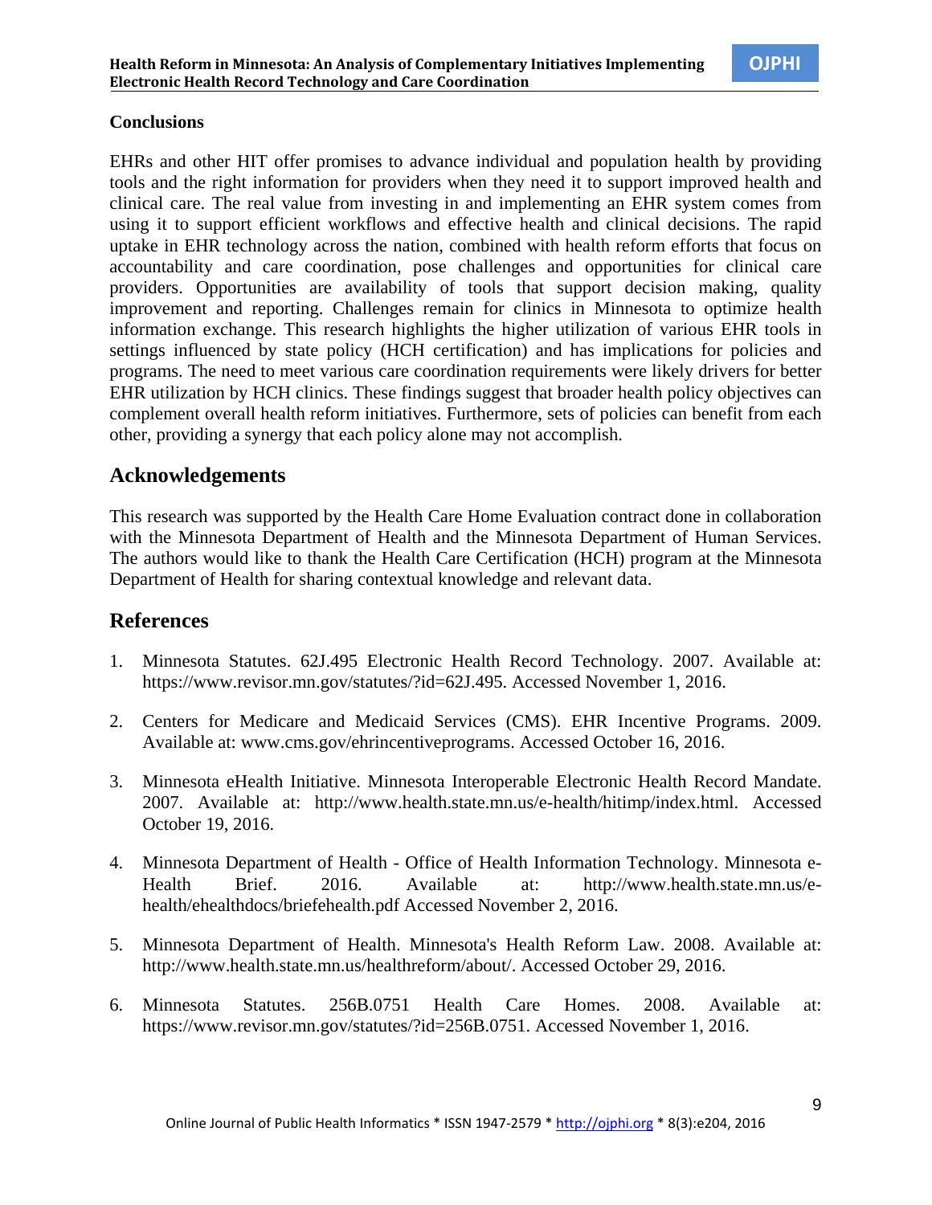**Conclusions**

EHRs and other HIT offer promises to advance individual and population health by providing tools and the right information for providers when they need it to support improved health and clinical care. The real value from investing in and implementing an EHR system comes from using it to support efficient workflows and effective health and clinical decisions. The rapid uptake in EHR technology across the nation, combined with health reform efforts that focus on accountability and care coordination, pose challenges and opportunities for clinical care providers. Opportunities are availability of tools that support decision making, quality improvement and reporting. Challenges remain for clinics in Minnesota to optimize health information exchange. This research highlights the higher utilization of various EHR tools in settings influenced by state policy (HCH certification) and has implications for policies and programs. The need to meet various care coordination requirements were likely drivers for better EHR utilization by HCH clinics. These findings suggest that broader health policy objectives can complement overall health reform initiatives. Furthermore, sets of policies can benefit from each other, providing a synergy that each policy alone may not accomplish.

## Acknowledgements

This research was supported by the Health Care Home Evaluation contract done in collaboration with the Minnesota Department of Health and the Minnesota Department of Human Services. The authors would like to thank the Health Care Certification (HCH) program at the Minnesota Department of Health for sharing contextual knowledge and relevant data.

## References

1. Minnesota Statutes. 62J.495 Electronic Health Record Technology. 2007. Available at: https://www.revisor.mn.gov/statutes/?id=62J.495. Accessed November 1, 2016.

2. Centers for Medicare and Medicaid Services (CMS). EHR Incentive Programs. 2009. Available at: www.cms.gov/ehrincentiveprograms. Accessed October 16, 2016.

3. Minnesota eHealth Initiative. Minnesota Interoperable Electronic Health Record Mandate. 2007. Available at: http://www.health.state.mn.us/e-health/hitimp/index.html. Accessed October 19, 2016.

4. Minnesota Department of Health - Office of Health Information Technology. Minnesota e-Health Brief. 2016. Available at: http://www.health.state.mn.us/e-health/ehealthdocs/briefehealth.pdf Accessed November 2, 2016.

5. Minnesota Department of Health. Minnesota's Health Reform Law. 2008. Available at: http://www.health.state.mn.us/healthreform/about/. Accessed October 29, 2016.

6. Minnesota Statutes. 256B.0751 Health Care Homes. 2008. Available at: https://www.revisor.mn.gov/statutes/?id=256B.0751. Accessed November 1, 2016.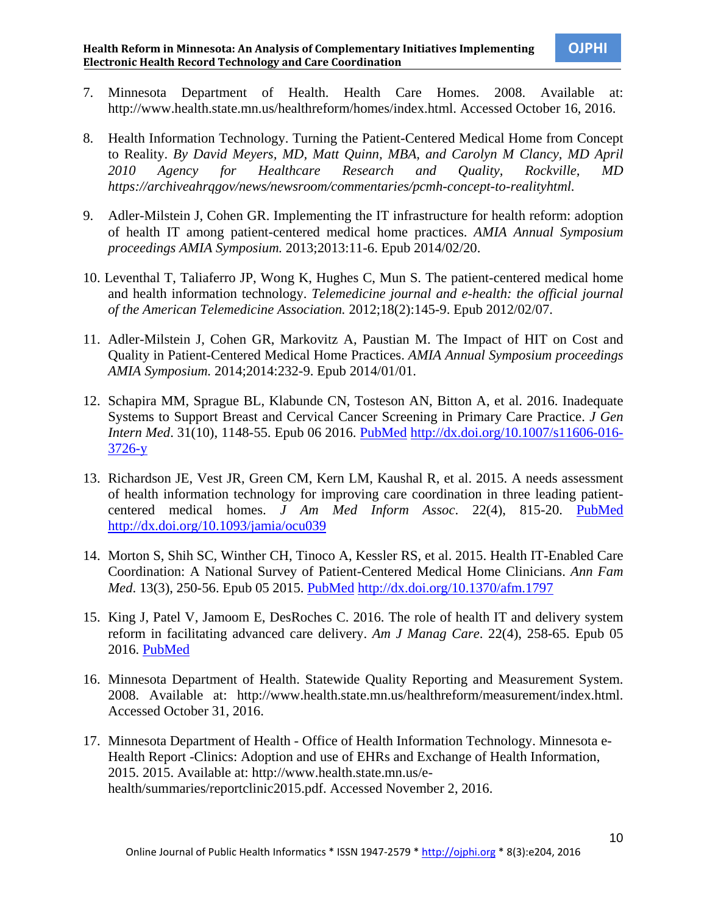7. Minnesota Department of Health. Health Care Homes. 2008. Available at: http://www.health.state.mn.us/healthreform/homes/index.html. Accessed October 16, 2016.

8. Health Information Technology. Turning the Patient-Centered Medical Home from Concept to Reality. *By David Meyers, MD, Matt Quinn, MBA, and Carolyn M Clancy, MD April 2010 Agency for Healthcare Research and Quality, Rockville, MD https://archiveahrqgov/news/newsroom/commentaries/pcmh-concept-to-realityhtml.*

9. Adler-Milstein J, Cohen GR. Implementing the IT infrastructure for health reform: adoption of health IT among patient-centered medical home practices. *AMIA Annual Symposium proceedings AMIA Symposium.* 2013;2013:11-6. Epub 2014/02/20.

10. Leventhal T, Taliaferro JP, Wong K, Hughes C, Mun S. The patient-centered medical home and health information technology. *Telemedicine journal and e-health: the official journal of the American Telemedicine Association.* 2012;18(2):145-9. Epub 2012/02/07.

11. Adler-Milstein J, Cohen GR, Markovitz A, Paustian M. The Impact of HIT on Cost and Quality in Patient-Centered Medical Home Practices. *AMIA Annual Symposium proceedings AMIA Symposium.* 2014;2014:232-9. Epub 2014/01/01.

12. Schapira MM, Sprague BL, Klabunde CN, Tosteson AN, Bitton A, et al. 2016. Inadequate Systems to Support Breast and Cervical Cancer Screening in Primary Care Practice. *J Gen Intern Med*. 31(10), 1148-55. Epub 06 2016. PubMed http://dx.doi.org/10.1007/s11606-016-3726-y

13. Richardson JE, Vest JR, Green CM, Kern LM, Kaushal R, et al. 2015. A needs assessment of health information technology for improving care coordination in three leading patient-centered medical homes. *J Am Med Inform Assoc*. 22(4), 815-20. PubMed http://dx.doi.org/10.1093/jamia/ocu039

14. Morton S, Shih SC, Winther CH, Tinoco A, Kessler RS, et al. 2015. Health IT-Enabled Care Coordination: A National Survey of Patient-Centered Medical Home Clinicians. *Ann Fam Med*. 13(3), 250-56. Epub 05 2015. PubMed http://dx.doi.org/10.1370/afm.1797

15. King J, Patel V, Jamoom E, DesRoches C. 2016. The role of health IT and delivery system reform in facilitating advanced care delivery. *Am J Manag Care*. 22(4), 258-65. Epub 05 2016. PubMed

16. Minnesota Department of Health. Statewide Quality Reporting and Measurement System. 2008. Available at: http://www.health.state.mn.us/healthreform/measurement/index.html. Accessed October 31, 2016.

17. Minnesota Department of Health - Office of Health Information Technology. Minnesota e-Health Report -Clinics: Adoption and use of EHRs and Exchange of Health Information, 2015. 2015. Available at: http://www.health.state.mn.us/e-health/summaries/reportclinic2015.pdf. Accessed November 2, 2016.